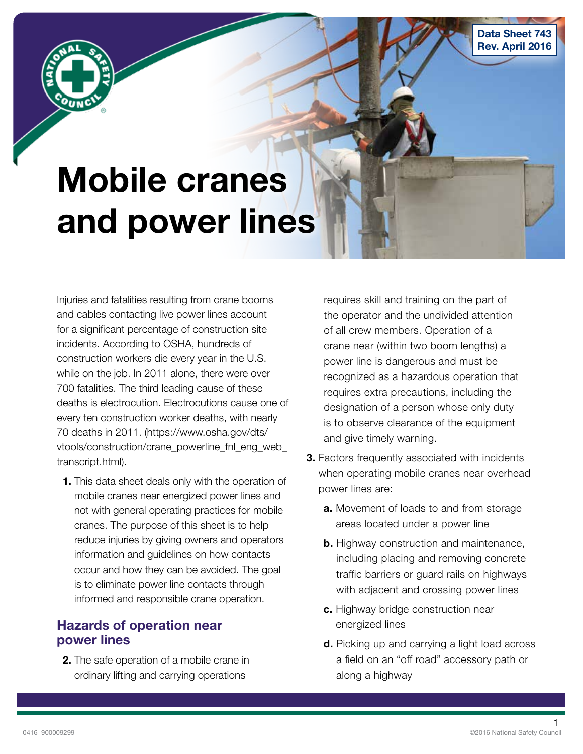Data Sheet 743
Rev. April 2016

# Mobile cranes and power lines

Injuries and fatalities resulting from crane booms and cables contacting live power lines account for a significant percentage of construction site incidents. According to OSHA, hundreds of construction workers die every year in the U.S. while on the job. In 2011 alone, there were over 700 fatalities. The third leading cause of these deaths is electrocution. Electrocutions cause one of every ten construction worker deaths, with nearly 70 deaths in 2011. (https://www.osha.gov/dts/vtools/construction/crane_powerline_fnl_eng_web_transcript.html).

**1.** This data sheet deals only with the operation of mobile cranes near energized power lines and not with general operating practices for mobile cranes. The purpose of this sheet is to help reduce injuries by giving owners and operators information and guidelines on how contacts occur and how they can be avoided. The goal is to eliminate power line contacts through informed and responsible crane operation.

## Hazards of operation near power lines

**2.** The safe operation of a mobile crane in ordinary lifting and carrying operations requires skill and training on the part of the operator and the undivided attention of all crew members. Operation of a crane near (within two boom lengths) a power line is dangerous and must be recognized as a hazardous operation that requires extra precautions, including the designation of a person whose only duty is to observe clearance of the equipment and give timely warning.

**3.** Factors frequently associated with incidents when operating mobile cranes near overhead power lines are:

- **a.** Movement of loads to and from storage areas located under a power line
- **b.** Highway construction and maintenance, including placing and removing concrete traffic barriers or guard rails on highways with adjacent and crossing power lines
- **c.** Highway bridge construction near energized lines
- **d.** Picking up and carrying a light load across a field on an "off road" accessory path or along a highway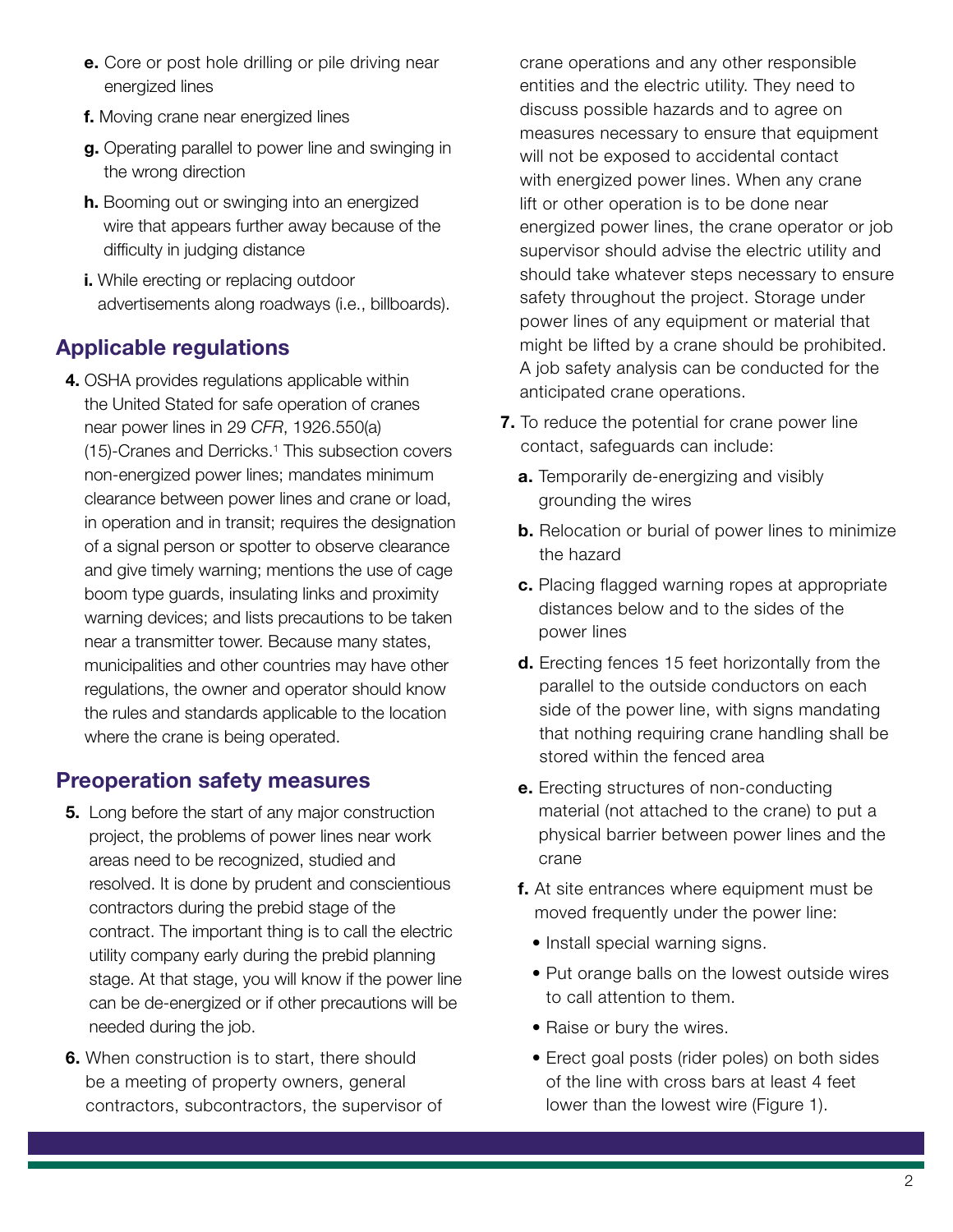e. Core or post hole drilling or pile driving near energized lines

f. Moving crane near energized lines

g. Operating parallel to power line and swinging in the wrong direction

h. Booming out or swinging into an energized wire that appears further away because of the difficulty in judging distance

i. While erecting or replacing outdoor advertisements along roadways (i.e., billboards).

## Applicable regulations

4. OSHA provides regulations applicable within the United Stated for safe operation of cranes near power lines in 29 *CFR*, 1926.550(a)(15)-Cranes and Derricks.[1] This subsection covers non-energized power lines; mandates minimum clearance between power lines and crane or load, in operation and in transit; requires the designation of a signal person or spotter to observe clearance and give timely warning; mentions the use of cage boom type guards, insulating links and proximity warning devices; and lists precautions to be taken near a transmitter tower. Because many states, municipalities and other countries may have other regulations, the owner and operator should know the rules and standards applicable to the location where the crane is being operated.

## Preoperation safety measures

5. Long before the start of any major construction project, the problems of power lines near work areas need to be recognized, studied and resolved. It is done by prudent and conscientious contractors during the prebid stage of the contract. The important thing is to call the electric utility company early during the prebid planning stage. At that stage, you will know if the power line can be de-energized or if other precautions will be needed during the job.

6. When construction is to start, there should be a meeting of property owners, general contractors, subcontractors, the supervisor of crane operations and any other responsible entities and the electric utility. They need to discuss possible hazards and to agree on measures necessary to ensure that equipment will not be exposed to accidental contact with energized power lines. When any crane lift or other operation is to be done near energized power lines, the crane operator or job supervisor should advise the electric utility and should take whatever steps necessary to ensure safety throughout the project. Storage under power lines of any equipment or material that might be lifted by a crane should be prohibited. A job safety analysis can be conducted for the anticipated crane operations.

7. To reduce the potential for crane power line contact, safeguards can include:

   a. Temporarily de-energizing and visibly grounding the wires

   b. Relocation or burial of power lines to minimize the hazard

   c. Placing flagged warning ropes at appropriate distances below and to the sides of the power lines

   d. Erecting fences 15 feet horizontally from the parallel to the outside conductors on each side of the power line, with signs mandating that nothing requiring crane handling shall be stored within the fenced area

   e. Erecting structures of non-conducting material (not attached to the crane) to put a physical barrier between power lines and the crane

   f. At site entrances where equipment must be moved frequently under the power line:

      - Install special warning signs.
      - Put orange balls on the lowest outside wires to call attention to them.
      - Raise or bury the wires.
      - Erect goal posts (rider poles) on both sides of the line with cross bars at least 4 feet lower than the lowest wire (Figure 1).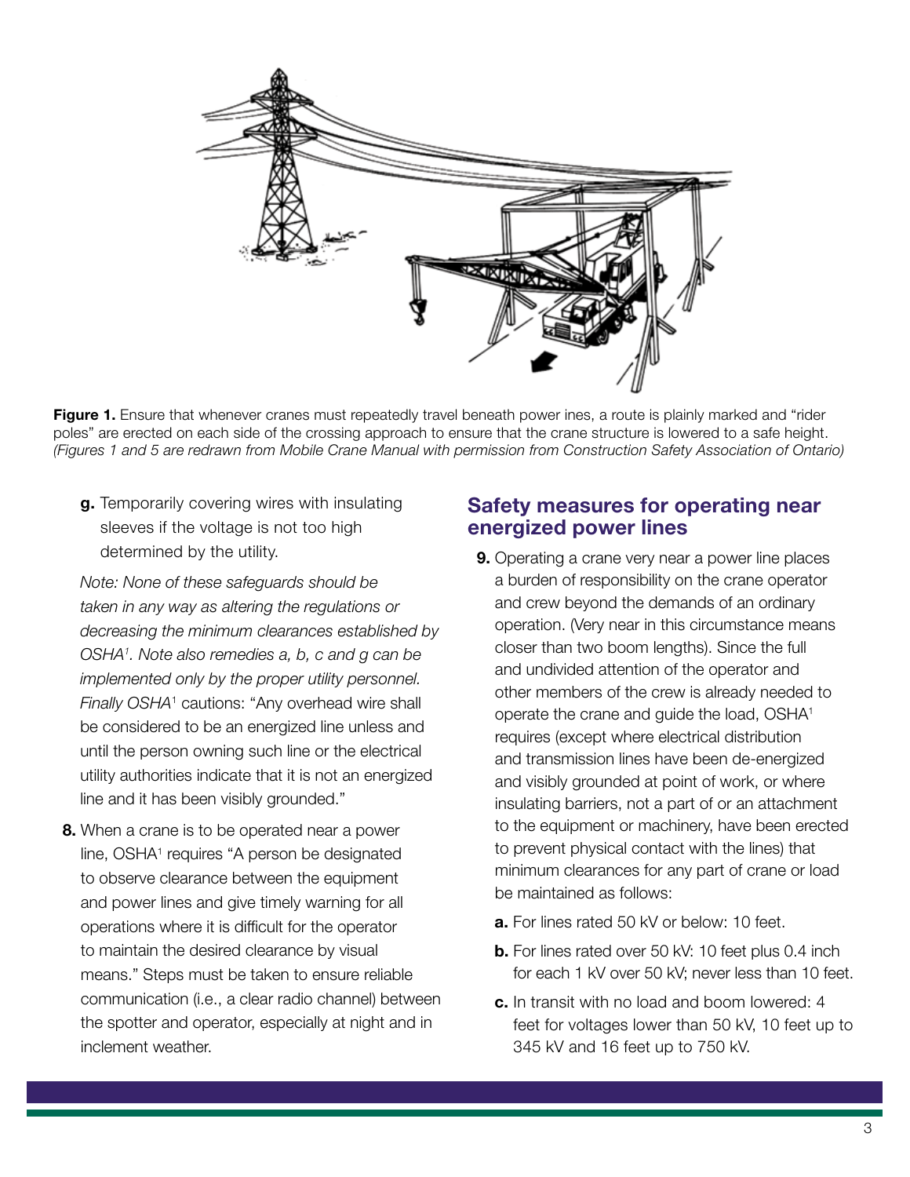**Figure 1.** Ensure that whenever cranes must repeatedly travel beneath power ines, a route is plainly marked and "rider poles" are erected on each side of the crossing approach to ensure that the crane structure is lowered to a safe height. *(Figures 1 and 5 are redrawn from Mobile Crane Manual with permission from Construction Safety Association of Ontario)*

g. Temporarily covering wires with insulating sleeves if the voltage is not too high determined by the utility.

*Note: None of these safeguards should be taken in any way as altering the regulations or decreasing the minimum clearances established by OSHA[1]. Note also remedies a, b, c and g can be implemented only by the proper utility personnel. Finally OSHA*[1] cautions: "Any overhead wire shall be considered to be an energized line unless and until the person owning such line or the electrical utility authorities indicate that it is not an energized line and it has been visibly grounded."

8. When a crane is to be operated near a power line, OSHA[1] requires "A person be designated to observe clearance between the equipment and power lines and give timely warning for all operations where it is difficult for the operator to maintain the desired clearance by visual means." Steps must be taken to ensure reliable communication (i.e., a clear radio channel) between the spotter and operator, especially at night and in inclement weather.

## Safety measures for operating near energized power lines

9. Operating a crane very near a power line places a burden of responsibility on the crane operator and crew beyond the demands of an ordinary operation. (Very near in this circumstance means closer than two boom lengths). Since the full and undivided attention of the operator and other members of the crew is already needed to operate the crane and guide the load, OSHA[1] requires (except where electrical distribution and transmission lines have been de-energized and visibly grounded at point of work, or where insulating barriers, not a part of or an attachment to the equipment or machinery, have been erected to prevent physical contact with the lines) that minimum clearances for any part of crane or load be maintained as follows:

   **a.** For lines rated 50 kV or below: 10 feet.

   **b.** For lines rated over 50 kV: 10 feet plus 0.4 inch for each 1 kV over 50 kV; never less than 10 feet.

   **c.** In transit with no load and boom lowered: 4 feet for voltages lower than 50 kV, 10 feet up to 345 kV and 16 feet up to 750 kV.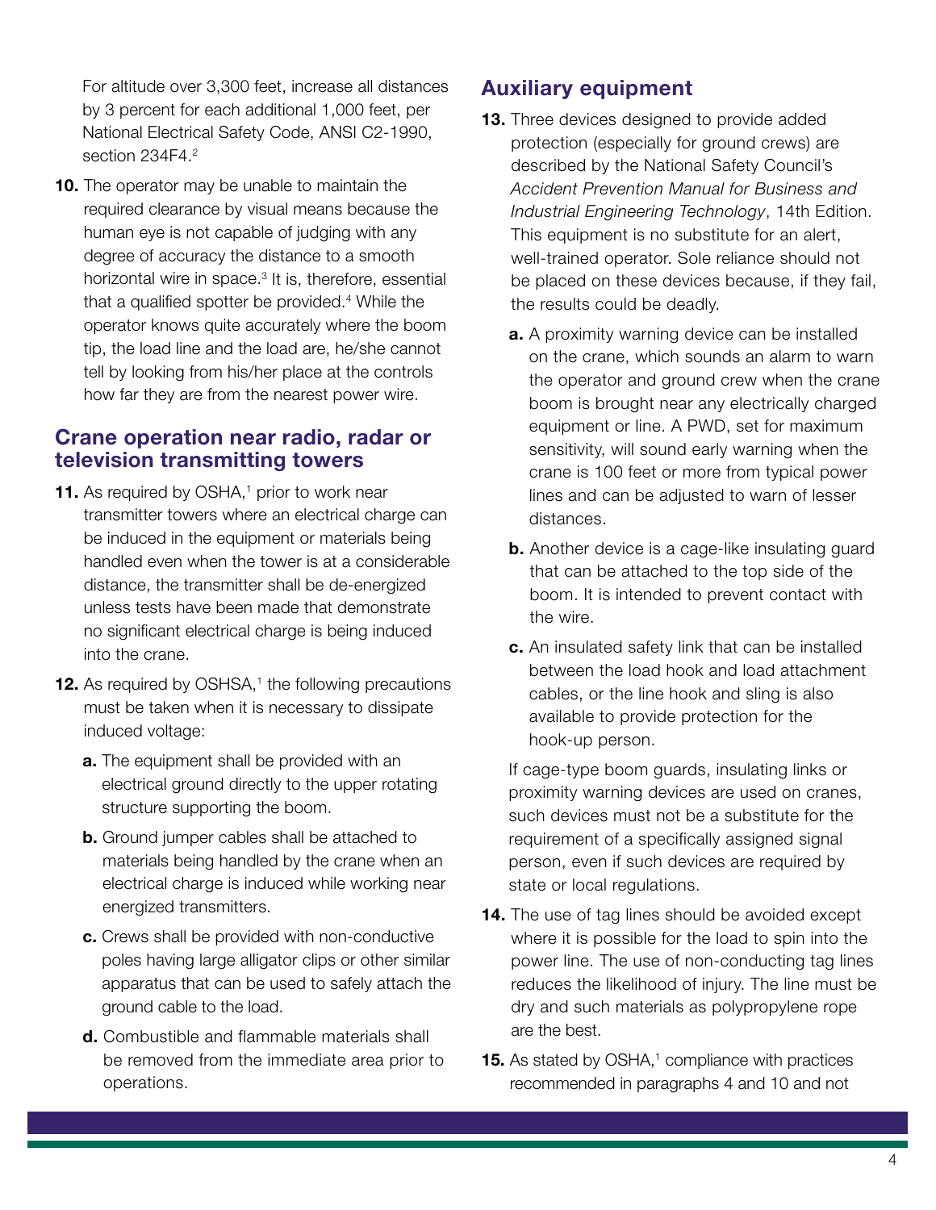For altitude over 3,300 feet, increase all distances by 3 percent for each additional 1,000 feet, per National Electrical Safety Code, ANSI C2-1990, section 234F4.[2]

**10.** The operator may be unable to maintain the required clearance by visual means because the human eye is not capable of judging with any degree of accuracy the distance to a smooth horizontal wire in space.[3] It is, therefore, essential that a qualified spotter be provided.[4] While the operator knows quite accurately where the boom tip, the load line and the load are, he/she cannot tell by looking from his/her place at the controls how far they are from the nearest power wire.

## Crane operation near radio, radar or television transmitting towers

**11.** As required by OSHA,[1] prior to work near transmitter towers where an electrical charge can be induced in the equipment or materials being handled even when the tower is at a considerable distance, the transmitter shall be de-energized unless tests have been made that demonstrate no significant electrical charge is being induced into the crane.

**12.** As required by OSHSA,[1] the following precautions must be taken when it is necessary to dissipate induced voltage:

- **a.** The equipment shall be provided with an electrical ground directly to the upper rotating structure supporting the boom.
- **b.** Ground jumper cables shall be attached to materials being handled by the crane when an electrical charge is induced while working near energized transmitters.
- **c.** Crews shall be provided with non-conductive poles having large alligator clips or other similar apparatus that can be used to safely attach the ground cable to the load.
- **d.** Combustible and flammable materials shall be removed from the immediate area prior to operations.

## Auxiliary equipment

**13.** Three devices designed to provide added protection (especially for ground crews) are described by the National Safety Council's *Accident Prevention Manual for Business and Industrial Engineering Technology*, 14th Edition. This equipment is no substitute for an alert, well-trained operator. Sole reliance should not be placed on these devices because, if they fail, the results could be deadly.

- **a.** A proximity warning device can be installed on the crane, which sounds an alarm to warn the operator and ground crew when the crane boom is brought near any electrically charged equipment or line. A PWD, set for maximum sensitivity, will sound early warning when the crane is 100 feet or more from typical power lines and can be adjusted to warn of lesser distances.
- **b.** Another device is a cage-like insulating guard that can be attached to the top side of the boom. It is intended to prevent contact with the wire.
- **c.** An insulated safety link that can be installed between the load hook and load attachment cables, or the line hook and sling is also available to provide protection for the hook-up person.

If cage-type boom guards, insulating links or proximity warning devices are used on cranes, such devices must not be a substitute for the requirement of a specifically assigned signal person, even if such devices are required by state or local regulations.

**14.** The use of tag lines should be avoided except where it is possible for the load to spin into the power line. The use of non-conducting tag lines reduces the likelihood of injury. The line must be dry and such materials as polypropylene rope are the best.

**15.** As stated by OSHA,[1] compliance with practices recommended in paragraphs 4 and 10 and not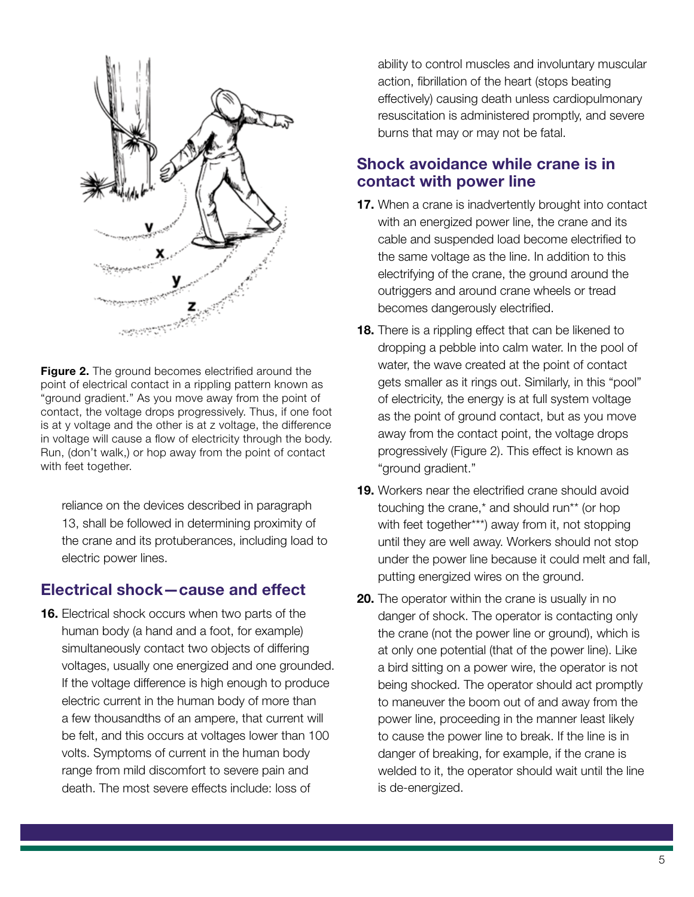v

x

y

z

**Figure 2.** The ground becomes electrified around the point of electrical contact in a rippling pattern known as "ground gradient." As you move away from the point of contact, the voltage drops progressively. Thus, if one foot is at y voltage and the other is at z voltage, the difference in voltage will cause a flow of electricity through the body. Run, (don't walk,) or hop away from the point of contact with feet together.

reliance on the devices described in paragraph 13, shall be followed in determining proximity of the crane and its protuberances, including load to electric power lines.

## Electrical shock—cause and effect

**16.** Electrical shock occurs when two parts of the human body (a hand and a foot, for example) simultaneously contact two objects of differing voltages, usually one energized and one grounded. If the voltage difference is high enough to produce electric current in the human body of more than a few thousandths of an ampere, that current will be felt, and this occurs at voltages lower than 100 volts. Symptoms of current in the human body range from mild discomfort to severe pain and death. The most severe effects include: loss of ability to control muscles and involuntary muscular action, fibrillation of the heart (stops beating effectively) causing death unless cardiopulmonary resuscitation is administered promptly, and severe burns that may or may not be fatal.

## Shock avoidance while crane is in contact with power line

**17.** When a crane is inadvertently brought into contact with an energized power line, the crane and its cable and suspended load become electrified to the same voltage as the line. In addition to this electrifying of the crane, the ground around the outriggers and around crane wheels or tread becomes dangerously electrified.

**18.** There is a rippling effect that can be likened to dropping a pebble into calm water. In the pool of water, the wave created at the point of contact gets smaller as it rings out. Similarly, in this "pool" of electricity, the energy is at full system voltage as the point of ground contact, but as you move away from the contact point, the voltage drops progressively (Figure 2). This effect is known as "ground gradient."

**19.** Workers near the electrified crane should avoid touching the crane,* and should run** (or hop with feet together***) away from it, not stopping until they are well away. Workers should not stop under the power line because it could melt and fall, putting energized wires on the ground.

**20.** The operator within the crane is usually in no danger of shock. The operator is contacting only the crane (not the power line or ground), which is at only one potential (that of the power line). Like a bird sitting on a power wire, the operator is not being shocked. The operator should act promptly to maneuver the boom out of and away from the power line, proceeding in the manner least likely to cause the power line to break. If the line is in danger of breaking, for example, if the crane is welded to it, the operator should wait until the line is de-energized.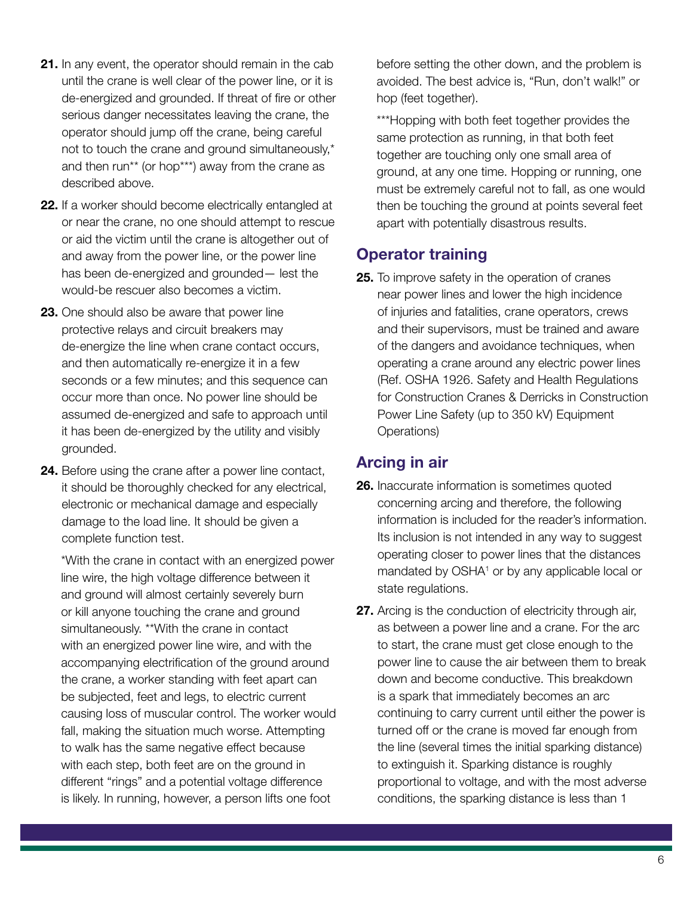21. In any event, the operator should remain in the cab until the crane is well clear of the power line, or it is de-energized and grounded. If threat of fire or other serious danger necessitates leaving the crane, the operator should jump off the crane, being careful not to touch the crane and ground simultaneously,* and then run** (or hop***) away from the crane as described above.

22. If a worker should become electrically entangled at or near the crane, no one should attempt to rescue or aid the victim until the crane is altogether out of and away from the power line, or the power line has been de-energized and grounded— lest the would-be rescuer also becomes a victim.

23. One should also be aware that power line protective relays and circuit breakers may de-energize the line when crane contact occurs, and then automatically re-energize it in a few seconds or a few minutes; and this sequence can occur more than once. No power line should be assumed de-energized and safe to approach until it has been de-energized by the utility and visibly grounded.

24. Before using the crane after a power line contact, it should be thoroughly checked for any electrical, electronic or mechanical damage and especially damage to the load line. It should be given a complete function test.

*With the crane in contact with an energized power line wire, the high voltage difference between it and ground will almost certainly severely burn or kill anyone touching the crane and ground simultaneously. **With the crane in contact with an energized power line wire, and with the accompanying electrification of the ground around the crane, a worker standing with feet apart can be subjected, feet and legs, to electric current causing loss of muscular control. The worker would fall, making the situation much worse. Attempting to walk has the same negative effect because with each step, both feet are on the ground in different "rings" and a potential voltage difference is likely. In running, however, a person lifts one foot before setting the other down, and the problem is avoided. The best advice is, "Run, don't walk!" or hop (feet together).

***Hopping with both feet together provides the same protection as running, in that both feet together are touching only one small area of ground, at any one time. Hopping or running, one must be extremely careful not to fall, as one would then be touching the ground at points several feet apart with potentially disastrous results.

## Operator training

25. To improve safety in the operation of cranes near power lines and lower the high incidence of injuries and fatalities, crane operators, crews and their supervisors, must be trained and aware of the dangers and avoidance techniques, when operating a crane around any electric power lines (Ref. OSHA 1926. Safety and Health Regulations for Construction Cranes & Derricks in Construction Power Line Safety (up to 350 kV) Equipment Operations)

## Arcing in air

26. Inaccurate information is sometimes quoted concerning arcing and therefore, the following information is included for the reader's information. Its inclusion is not intended in any way to suggest operating closer to power lines that the distances mandated by OSHA[1] or by any applicable local or state regulations.

27. Arcing is the conduction of electricity through air, as between a power line and a crane. For the arc to start, the crane must get close enough to the power line to cause the air between them to break down and become conductive. This breakdown is a spark that immediately becomes an arc continuing to carry current until either the power is turned off or the crane is moved far enough from the line (several times the initial sparking distance) to extinguish it. Sparking distance is roughly proportional to voltage, and with the most adverse conditions, the sparking distance is less than 1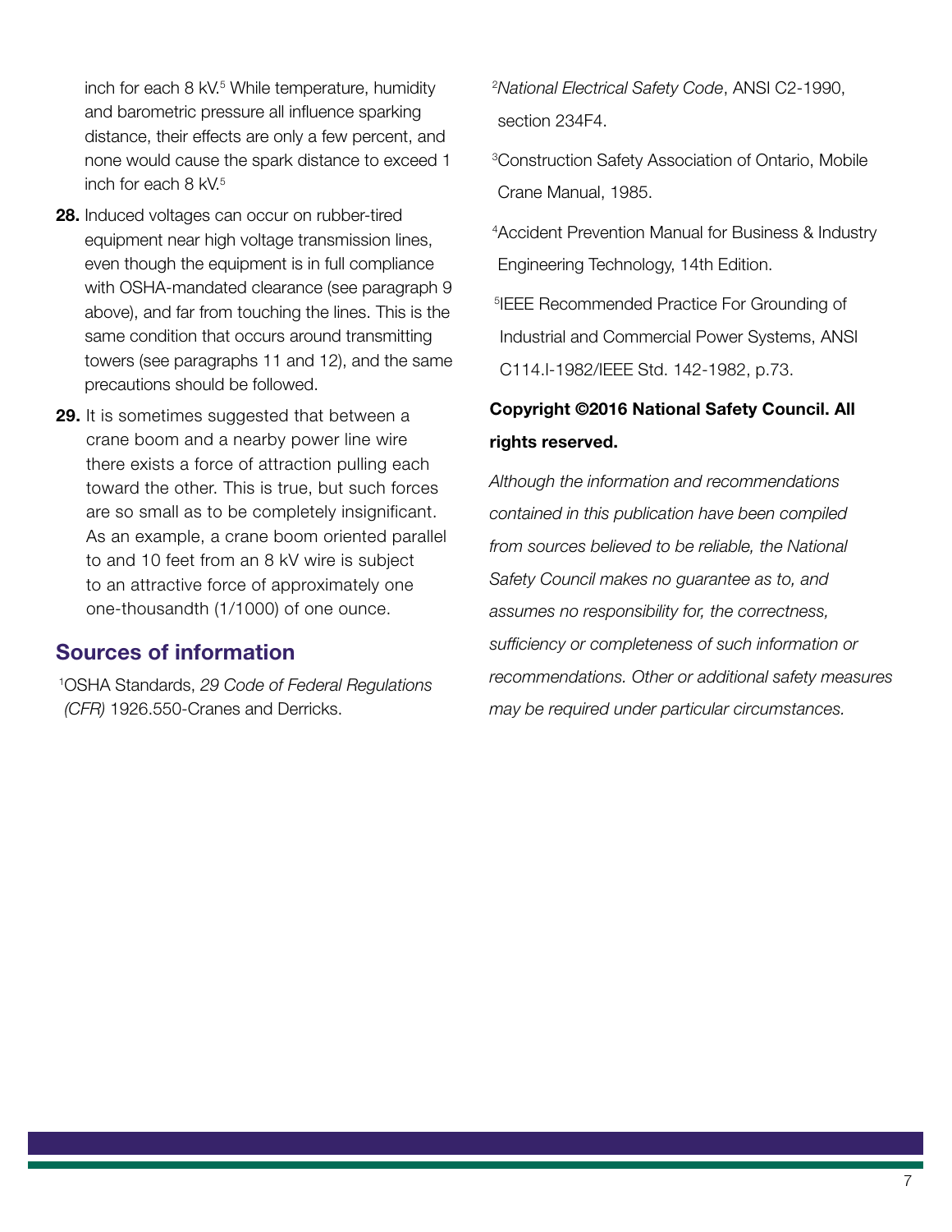inch for each 8 kV.[5] While temperature, humidity and barometric pressure all influence sparking distance, their effects are only a few percent, and none would cause the spark distance to exceed 1 inch for each 8 kV.[5]

28. Induced voltages can occur on rubber-tired equipment near high voltage transmission lines, even though the equipment is in full compliance with OSHA-mandated clearance (see paragraph 9 above), and far from touching the lines. This is the same condition that occurs around transmitting towers (see paragraphs 11 and 12), and the same precautions should be followed.

29. It is sometimes suggested that between a crane boom and a nearby power line wire there exists a force of attraction pulling each toward the other. This is true, but such forces are so small as to be completely insignificant. As an example, a crane boom oriented parallel to and 10 feet from an 8 kV wire is subject to an attractive force of approximately one one-thousandth (1/1000) of one ounce.

## Sources of information

[1]OSHA Standards, *29 Code of Federal Regulations (CFR)* 1926.550-Cranes and Derricks.

[2]*National Electrical Safety Code*, ANSI C2-1990, section 234F4.

[3]Construction Safety Association of Ontario, Mobile Crane Manual, 1985.

[4]Accident Prevention Manual for Business & Industry Engineering Technology, 14th Edition.

[5]IEEE Recommended Practice For Grounding of Industrial and Commercial Power Systems, ANSI C114.I-1982/IEEE Std. 142-1982, p.73.

**Copyright ©2016 National Safety Council. All rights reserved.**

*Although the information and recommendations contained in this publication have been compiled from sources believed to be reliable, the National Safety Council makes no guarantee as to, and assumes no responsibility for, the correctness, sufficiency or completeness of such information or recommendations. Other or additional safety measures may be required under particular circumstances.*